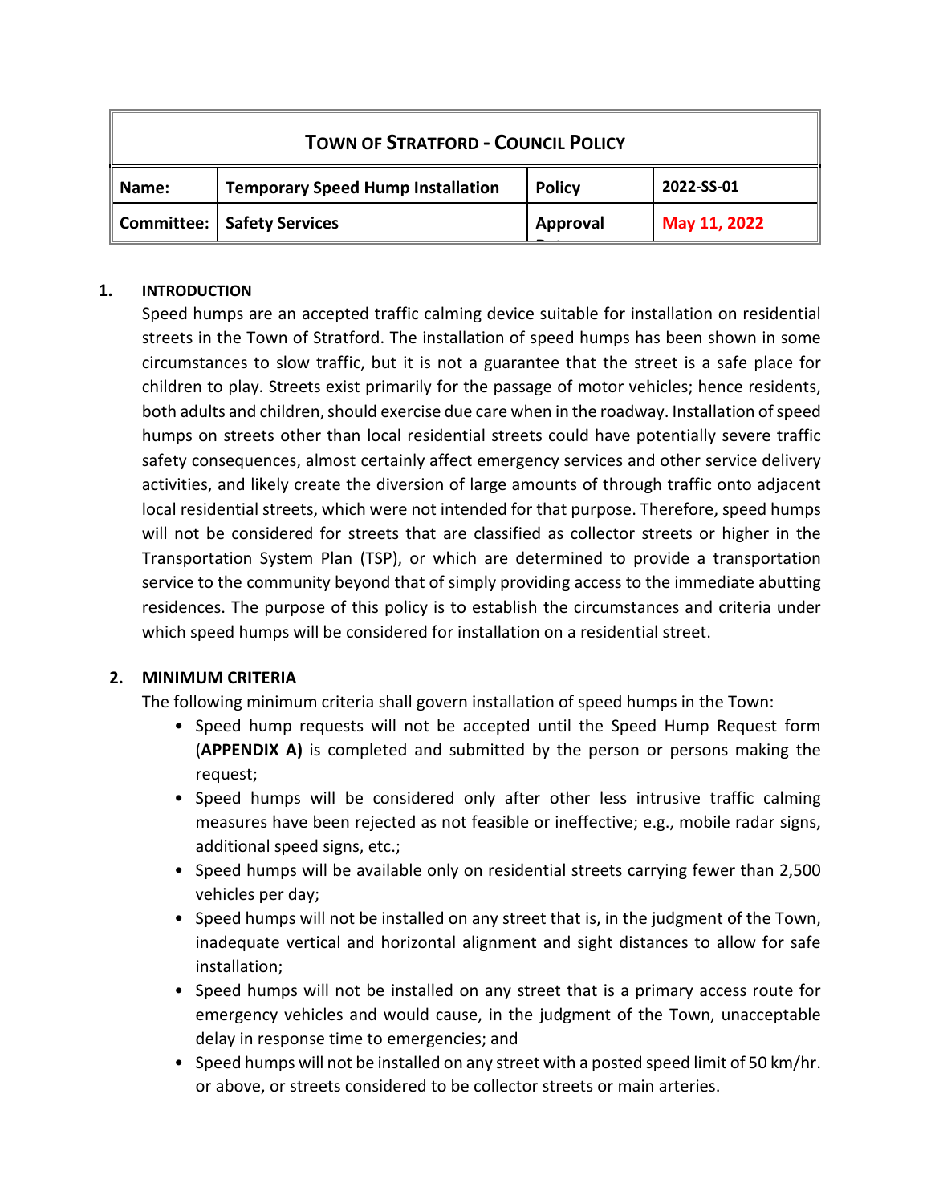| **Town of Stratford - Council Policy** | | | |
|---|---|---|---|
| **Name:** | **Temporary Speed Hump Installation** | **Policy** | **2022-SS-01** |
| **Committee:** | **Safety Services** | **Approval** | **May 11, 2022** |

## 1. INTRODUCTION

Speed humps are an accepted traffic calming device suitable for installation on residential streets in the Town of Stratford. The installation of speed humps has been shown in some circumstances to slow traffic, but it is not a guarantee that the street is a safe place for children to play. Streets exist primarily for the passage of motor vehicles; hence residents, both adults and children, should exercise due care when in the roadway. Installation of speed humps on streets other than local residential streets could have potentially severe traffic safety consequences, almost certainly affect emergency services and other service delivery activities, and likely create the diversion of large amounts of through traffic onto adjacent local residential streets, which were not intended for that purpose. Therefore, speed humps will not be considered for streets that are classified as collector streets or higher in the Transportation System Plan (TSP), or which are determined to provide a transportation service to the community beyond that of simply providing access to the immediate abutting residences. The purpose of this policy is to establish the circumstances and criteria under which speed humps will be considered for installation on a residential street.

## 2. MINIMUM CRITERIA

The following minimum criteria shall govern installation of speed humps in the Town:

- Speed hump requests will not be accepted until the Speed Hump Request form (**APPENDIX A)** is completed and submitted by the person or persons making the request;
- Speed humps will be considered only after other less intrusive traffic calming measures have been rejected as not feasible or ineffective; e.g., mobile radar signs, additional speed signs, etc.;
- Speed humps will be available only on residential streets carrying fewer than 2,500 vehicles per day;
- Speed humps will not be installed on any street that is, in the judgment of the Town, inadequate vertical and horizontal alignment and sight distances to allow for safe installation;
- Speed humps will not be installed on any street that is a primary access route for emergency vehicles and would cause, in the judgment of the Town, unacceptable delay in response time to emergencies; and
- Speed humps will not be installed on any street with a posted speed limit of 50 km/hr. or above, or streets considered to be collector streets or main arteries.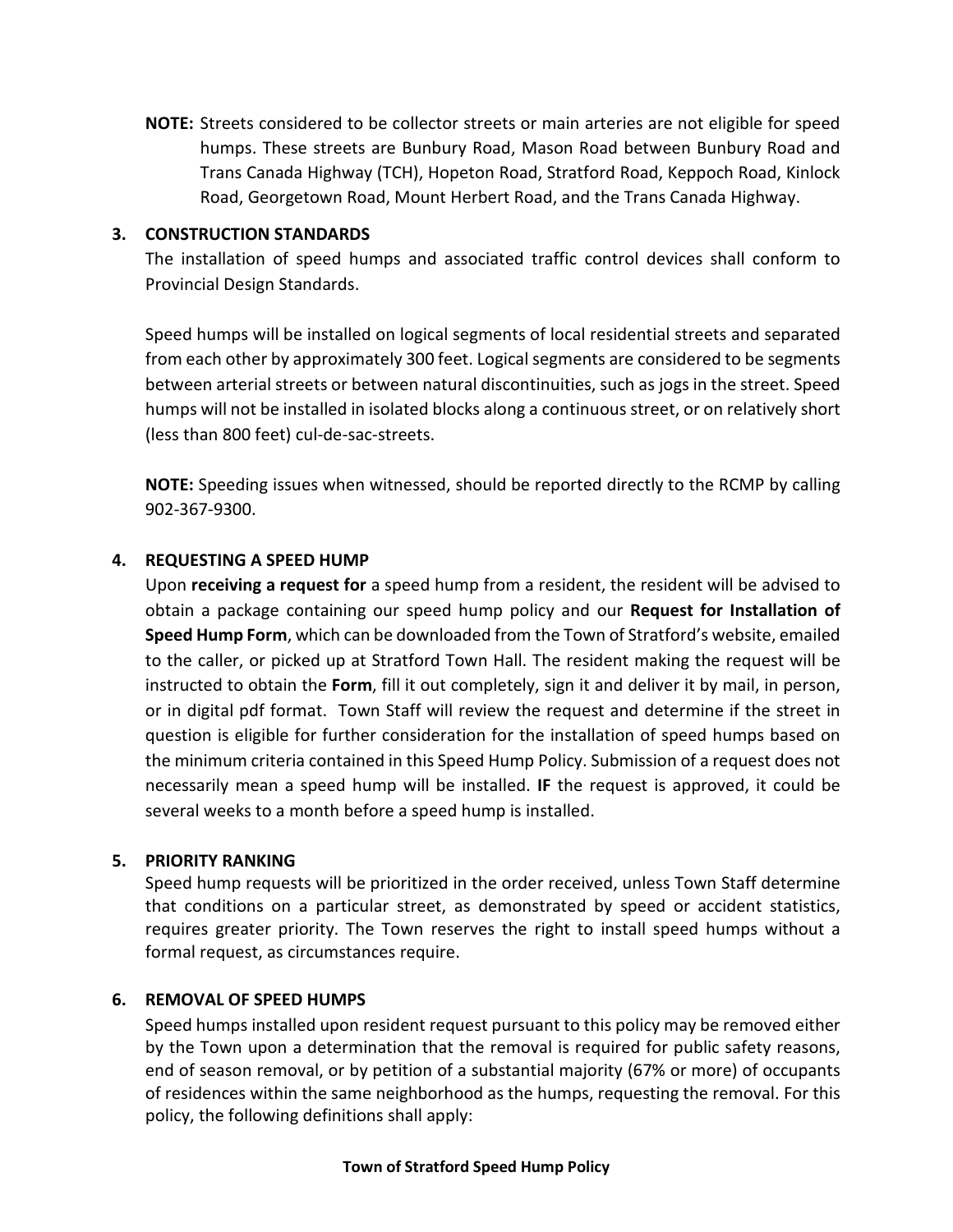**NOTE:** Streets considered to be collector streets or main arteries are not eligible for speed humps. These streets are Bunbury Road, Mason Road between Bunbury Road and Trans Canada Highway (TCH), Hopeton Road, Stratford Road, Keppoch Road, Kinlock Road, Georgetown Road, Mount Herbert Road, and the Trans Canada Highway.

### 3. CONSTRUCTION STANDARDS

The installation of speed humps and associated traffic control devices shall conform to Provincial Design Standards.

Speed humps will be installed on logical segments of local residential streets and separated from each other by approximately 300 feet. Logical segments are considered to be segments between arterial streets or between natural discontinuities, such as jogs in the street. Speed humps will not be installed in isolated blocks along a continuous street, or on relatively short (less than 800 feet) cul-de-sac-streets.

**NOTE:** Speeding issues when witnessed, should be reported directly to the RCMP by calling 902-367-9300.

### 4. REQUESTING A SPEED HUMP

Upon **receiving a request for** a speed hump from a resident, the resident will be advised to obtain a package containing our speed hump policy and our **Request for Installation of Speed Hump Form**, which can be downloaded from the Town of Stratford's website, emailed to the caller, or picked up at Stratford Town Hall. The resident making the request will be instructed to obtain the **Form**, fill it out completely, sign it and deliver it by mail, in person, or in digital pdf format. Town Staff will review the request and determine if the street in question is eligible for further consideration for the installation of speed humps based on the minimum criteria contained in this Speed Hump Policy. Submission of a request does not necessarily mean a speed hump will be installed. **IF** the request is approved, it could be several weeks to a month before a speed hump is installed.

### 5. PRIORITY RANKING

Speed hump requests will be prioritized in the order received, unless Town Staff determine that conditions on a particular street, as demonstrated by speed or accident statistics, requires greater priority. The Town reserves the right to install speed humps without a formal request, as circumstances require.

### 6. REMOVAL OF SPEED HUMPS

Speed humps installed upon resident request pursuant to this policy may be removed either by the Town upon a determination that the removal is required for public safety reasons, end of season removal, or by petition of a substantial majority (67% or more) of occupants of residences within the same neighborhood as the humps, requesting the removal. For this policy, the following definitions shall apply: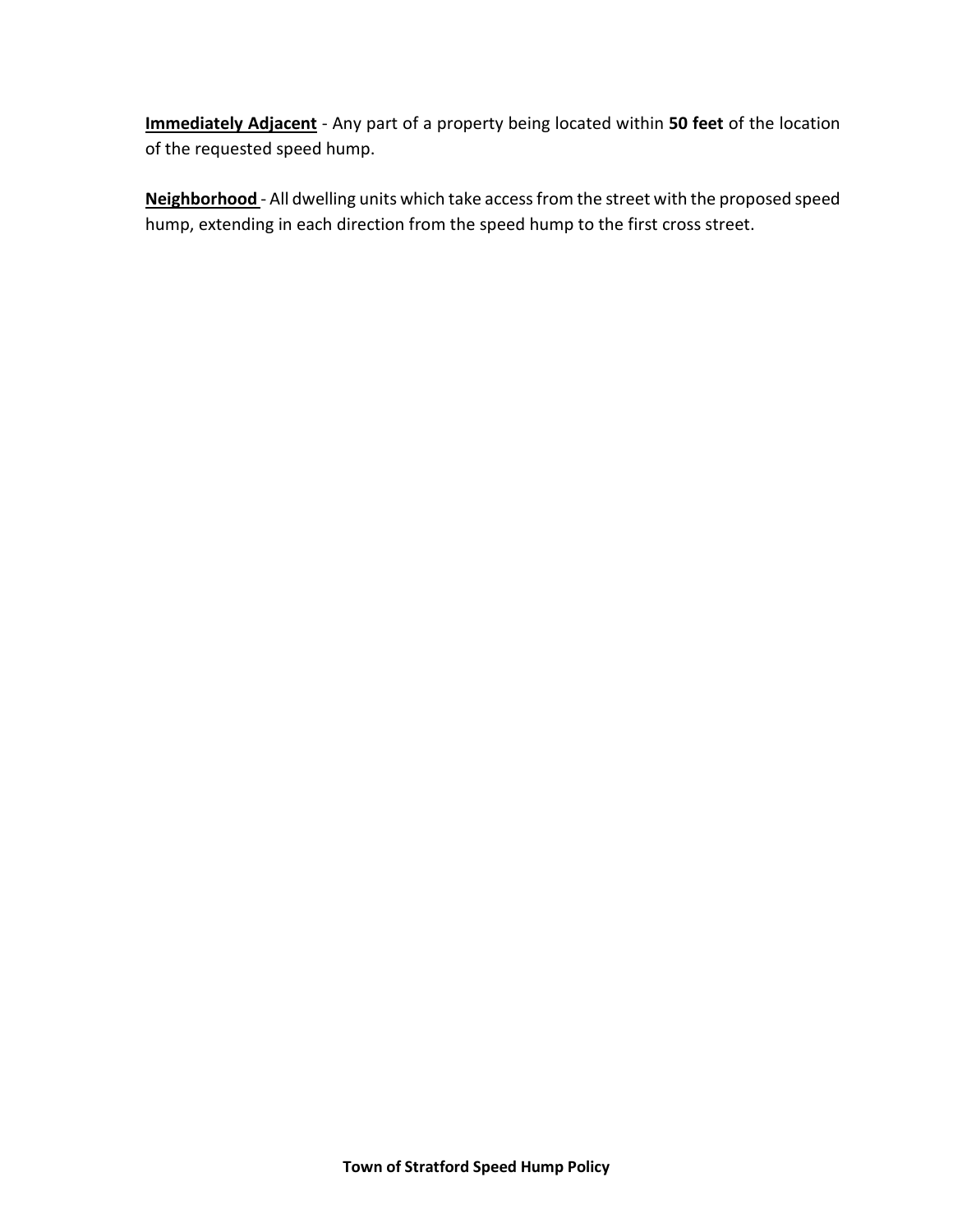**<u>Immediately Adjacent</u>** - Any part of a property being located within **50 feet** of the location of the requested speed hump.

**<u>Neighborhood</u>** - All dwelling units which take access from the street with the proposed speed hump, extending in each direction from the speed hump to the first cross street.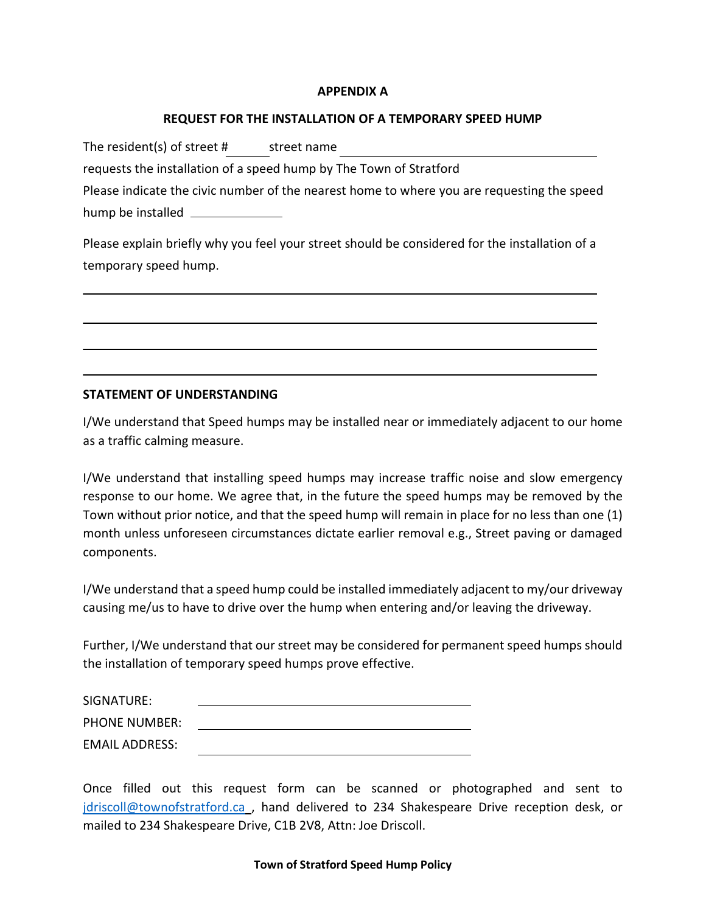**APPENDIX A**

**REQUEST FOR THE INSTALLATION OF A TEMPORARY SPEED HUMP**

The resident(s) of street # ______ street name ________________________________

requests the installation of a speed hump by The Town of Stratford

Please indicate the civic number of the nearest home to where you are requesting the speed hump be installed ______________

Please explain briefly why you feel your street should be considered for the installation of a temporary speed hump.

________________________________________________________________________

________________________________________________________________________

________________________________________________________________________

________________________________________________________________________

**STATEMENT OF UNDERSTANDING**

I/We understand that Speed humps may be installed near or immediately adjacent to our home as a traffic calming measure.

I/We understand that installing speed humps may increase traffic noise and slow emergency response to our home. We agree that, in the future the speed humps may be removed by the Town without prior notice, and that the speed hump will remain in place for no less than one (1) month unless unforeseen circumstances dictate earlier removal e.g., Street paving or damaged components.

I/We understand that a speed hump could be installed immediately adjacent to my/our driveway causing me/us to have to drive over the hump when entering and/or leaving the driveway.

Further, I/We understand that our street may be considered for permanent speed humps should the installation of temporary speed humps prove effective.

SIGNATURE: ________________________________

PHONE NUMBER: ________________________________

EMAIL ADDRESS: ________________________________

Once filled out this request form can be scanned or photographed and sent to jdriscoll@townofstratford.ca , hand delivered to 234 Shakespeare Drive reception desk, or mailed to 234 Shakespeare Drive, C1B 2V8, Attn: Joe Driscoll.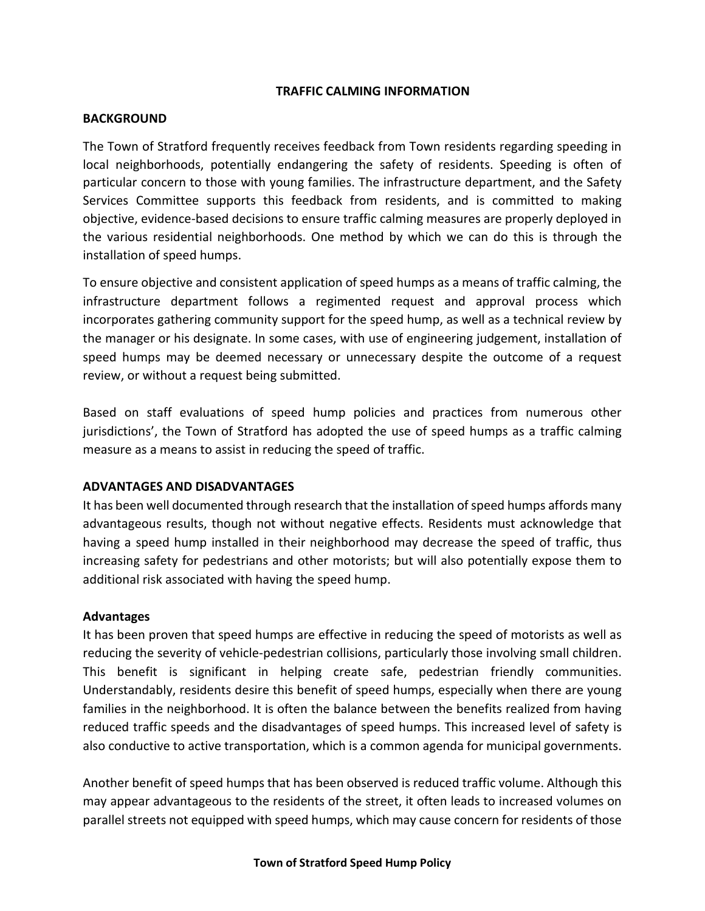## TRAFFIC CALMING INFORMATION

### BACKGROUND

The Town of Stratford frequently receives feedback from Town residents regarding speeding in local neighborhoods, potentially endangering the safety of residents. Speeding is often of particular concern to those with young families. The infrastructure department, and the Safety Services Committee supports this feedback from residents, and is committed to making objective, evidence-based decisions to ensure traffic calming measures are properly deployed in the various residential neighborhoods. One method by which we can do this is through the installation of speed humps.

To ensure objective and consistent application of speed humps as a means of traffic calming, the infrastructure department follows a regimented request and approval process which incorporates gathering community support for the speed hump, as well as a technical review by the manager or his designate. In some cases, with use of engineering judgement, installation of speed humps may be deemed necessary or unnecessary despite the outcome of a request review, or without a request being submitted.

Based on staff evaluations of speed hump policies and practices from numerous other jurisdictions', the Town of Stratford has adopted the use of speed humps as a traffic calming measure as a means to assist in reducing the speed of traffic.

### ADVANTAGES AND DISADVANTAGES

It has been well documented through research that the installation of speed humps affords many advantageous results, though not without negative effects. Residents must acknowledge that having a speed hump installed in their neighborhood may decrease the speed of traffic, thus increasing safety for pedestrians and other motorists; but will also potentially expose them to additional risk associated with having the speed hump.

#### Advantages

It has been proven that speed humps are effective in reducing the speed of motorists as well as reducing the severity of vehicle-pedestrian collisions, particularly those involving small children. This benefit is significant in helping create safe, pedestrian friendly communities. Understandably, residents desire this benefit of speed humps, especially when there are young families in the neighborhood. It is often the balance between the benefits realized from having reduced traffic speeds and the disadvantages of speed humps. This increased level of safety is also conductive to active transportation, which is a common agenda for municipal governments.

Another benefit of speed humps that has been observed is reduced traffic volume. Although this may appear advantageous to the residents of the street, it often leads to increased volumes on parallel streets not equipped with speed humps, which may cause concern for residents of those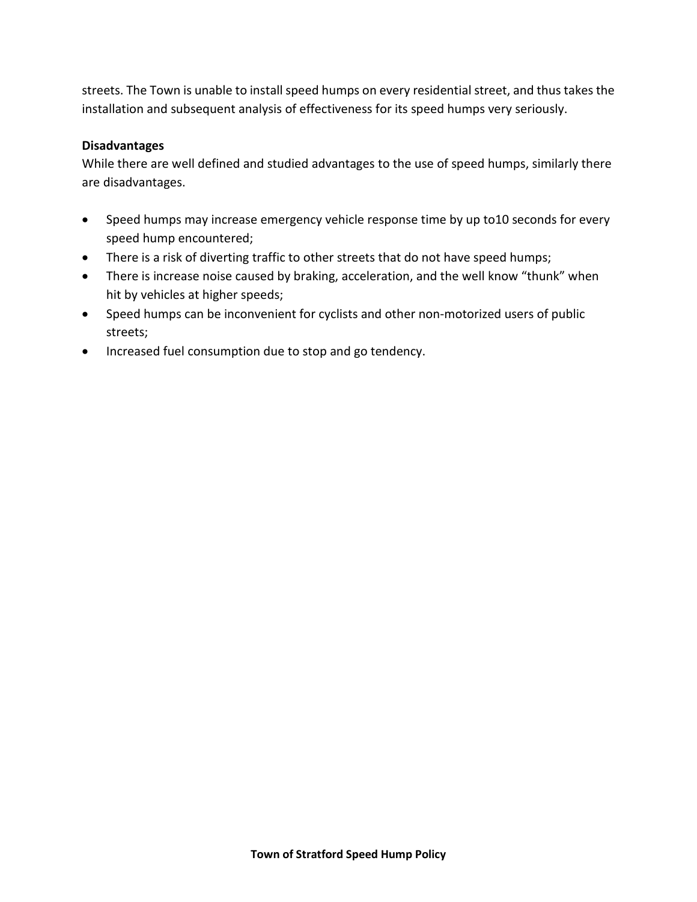streets. The Town is unable to install speed humps on every residential street, and thus takes the installation and subsequent analysis of effectiveness for its speed humps very seriously.

**Disadvantages**

While there are well defined and studied advantages to the use of speed humps, similarly there are disadvantages.

- Speed humps may increase emergency vehicle response time by up to10 seconds for every speed hump encountered;
- There is a risk of diverting traffic to other streets that do not have speed humps;
- There is increase noise caused by braking, acceleration, and the well know "thunk" when hit by vehicles at higher speeds;
- Speed humps can be inconvenient for cyclists and other non-motorized users of public streets;
- Increased fuel consumption due to stop and go tendency.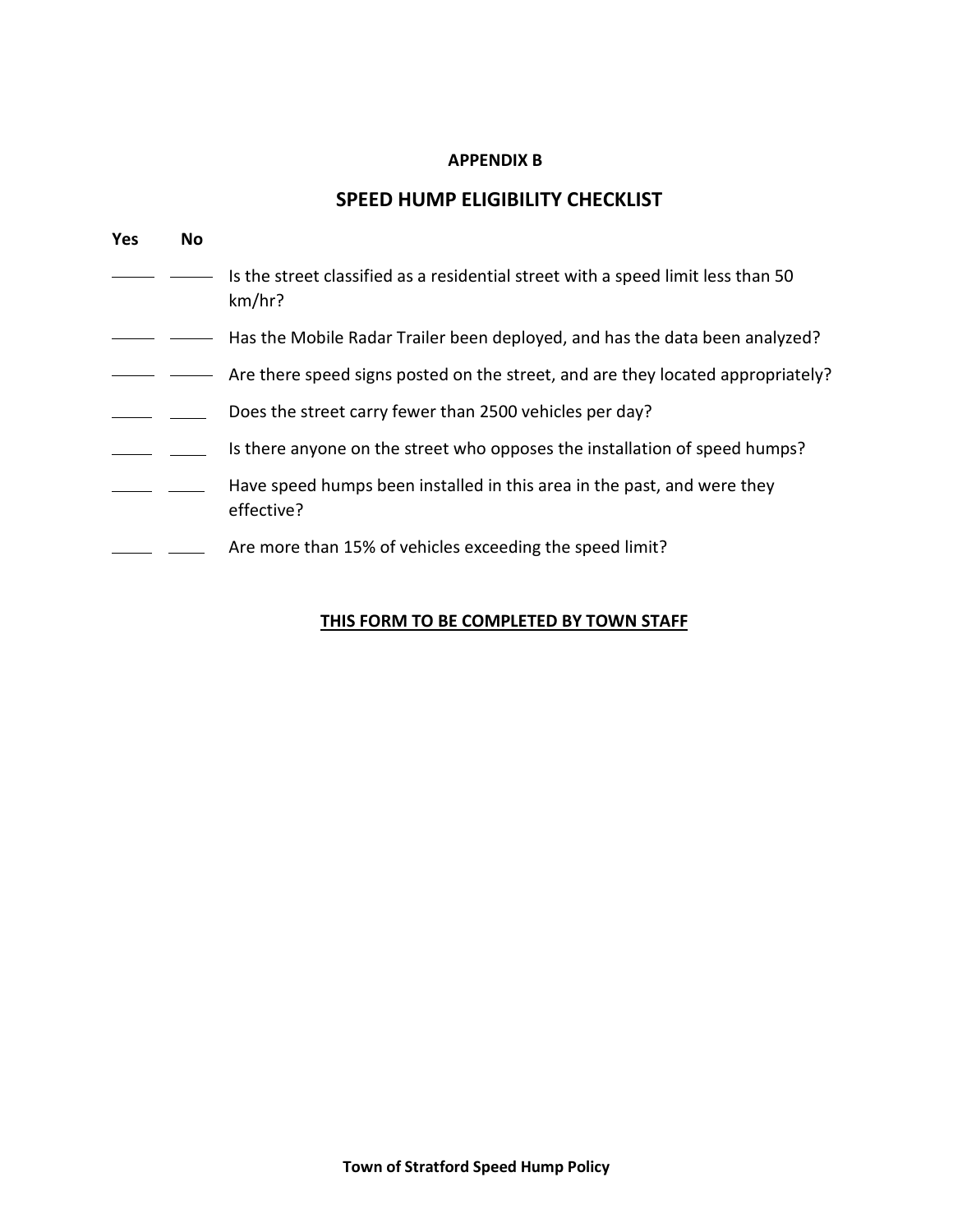**APPENDIX B**

## SPEED HUMP ELIGIBILITY CHECKLIST

| Yes | No | |
|---|---|---|
| ____ | ____ | Is the street classified as a residential street with a speed limit less than 50 km/hr? |
| ____ | ____ | Has the Mobile Radar Trailer been deployed, and has the data been analyzed? |
| ____ | ____ | Are there speed signs posted on the street, and are they located appropriately? |
| ____ | ____ | Does the street carry fewer than 2500 vehicles per day? |
| ____ | ____ | Is there anyone on the street who opposes the installation of speed humps? |
| ____ | ____ | Have speed humps been installed in this area in the past, and were they effective? |
| ____ | ____ | Are more than 15% of vehicles exceeding the speed limit? |

**THIS FORM TO BE COMPLETED BY TOWN STAFF**